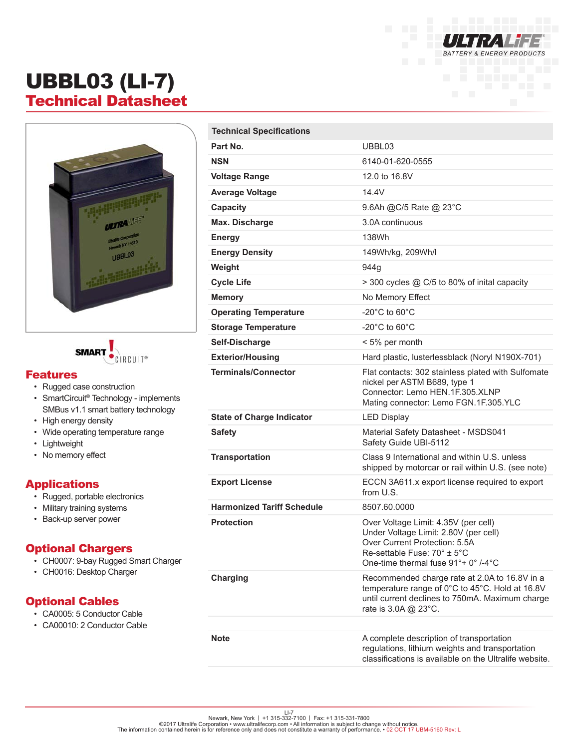# UBBL03 (LI-7)

## Technical Datasheet

### Features

- Rugged case construction
- SmartCircuit® Technology - implements SMBus v1.1 smart battery technology
- High energy density
- Wide operating temperature range
- Lightweight
- No memory effect

### Applications

- Rugged, portable electronics
- Military training systems
- Back-up server power

### Optional Chargers

- CH0007: 9-bay Rugged Smart Charger
- CH0016: Desktop Charger

### Optional Cables

- CA0005: 5 Conductor Cable
- CA00010: 2 Conductor Cable

| Technical Specifications | |
|---|---|
| **Part No.** | UBBL03 |
| **NSN** | 6140-01-620-0555 |
| **Voltage Range** | 12.0 to 16.8V |
| **Average Voltage** | 14.4V |
| **Capacity** | 9.6Ah @C/5 Rate @ 23°C |
| **Max. Discharge** | 3.0A continuous |
| **Energy** | 138Wh |
| **Energy Density** | 149Wh/kg, 209Wh/l |
| **Weight** | 944g |
| **Cycle Life** | > 300 cycles @ C/5 to 80% of inital capacity |
| **Memory** | No Memory Effect |
| **Operating Temperature** | -20°C to 60°C |
| **Storage Temperature** | -20°C to 60°C |
| **Self-Discharge** | < 5% per month |
| **Exterior/Housing** | Hard plastic, lusterlessblack (Noryl N190X-701) |
| **Terminals/Connector** | Flat contacts: 302 stainless plated with Sulfomate nickel per ASTM B689, type 1<br>Connector: Lemo HEN.1F.305.XLNP<br>Mating connector: Lemo FGN.1F.305.YLC |
| **State of Charge Indicator** | LED Display |
| **Safety** | Material Safety Datasheet - MSDS041<br>Safety Guide UBI-5112 |
| **Transportation** | Class 9 International and within U.S. unless shipped by motorcar or rail within U.S. (see note) |
| **Export License** | ECCN 3A611.x export license required to export from U.S. |
| **Harmonized Tariff Schedule** | 8507.60.0000 |
| **Protection** | Over Voltage Limit: 4.35V (per cell)<br>Under Voltage Limit: 2.80V (per cell)<br>Over Current Protection: 5.5A<br>Re-settable Fuse: 70° ± 5°C<br>One-time thermal fuse 91°+ 0° /-4°C |
| **Charging** | Recommended charge rate at 2.0A to 16.8V in a temperature range of 0°C to 45°C. Hold at 16.8V until current declines to 750mA. Maximum charge rate is 3.0A @ 23°C. |
| **Note** | A complete description of transportation regulations, lithium weights and transportation classifications is available on the Ultralife website. |

LI-7
Newark, New York | +1 315-332-7100 | Fax: +1 315-331-7800
©2017 Ultralife Corporation • www.ultralifecorp.com • All information is subject to change without notice.
The information contained herein is for reference only and does not constitute a warranty of performance. • 02 OCT 17 UBM-5160 Rev: L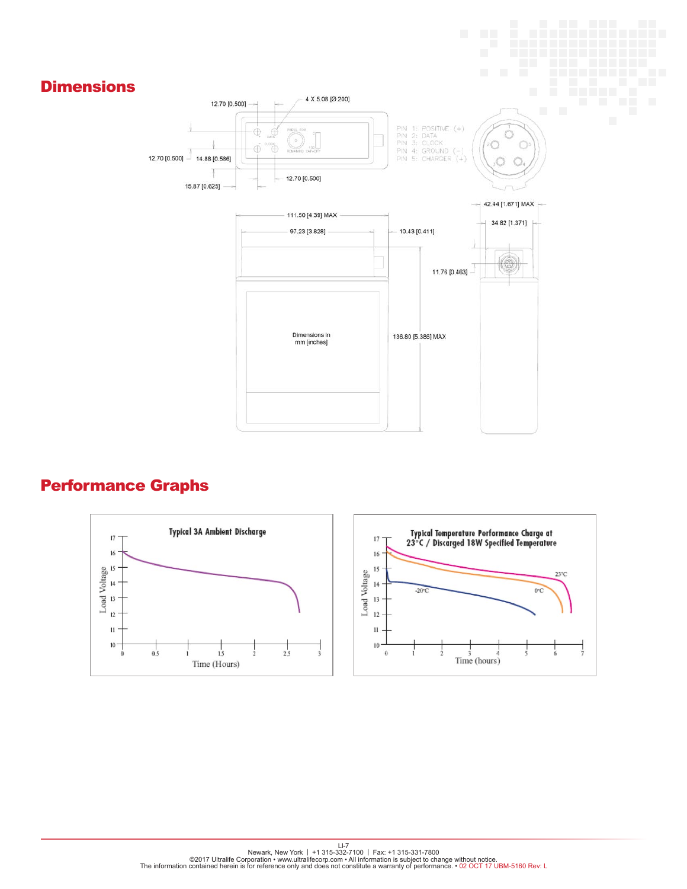## Dimensions

12.70 [0.500]

4 X 5.08 [Ø 200]

12.70 [0.500]

14.88 [0.586]

15.87 [0.625]

12.70 [0.500]

PIN 1: POSITIVE (+)
PIN 2: DATA
PIN 3: CLOCK
PIN 4: GROUND (−)
PIN 5: CHARGER (+)

111.50 [4.39] MAX

97.23 [3.828]

10.43 [0.411]

42.44 [1.671] MAX

34.82 [1.371]

11.76 [0.463]

Dimensions in mm [inches]

136.80 [5.386] MAX

## Performance Graphs

Typical 3A Ambient Discharge

Load Voltage

Time (Hours)

Typical Temperature Performance Charge at 23°C / Discarged 18W Specified Temperature

Load Voltage

23°C

0°C

-20°C

Time (hours)

Newark, New York | +1 315-332-7100 | Fax: +1 315-331-7800
©2017 Ultralife Corporation • www.ultralifecorp.com • All information is subject to change without notice.
The information contained herein is for reference only and does not constitute a warranty of performance. • 02 OCT 17 UBM-5160 Rev: L